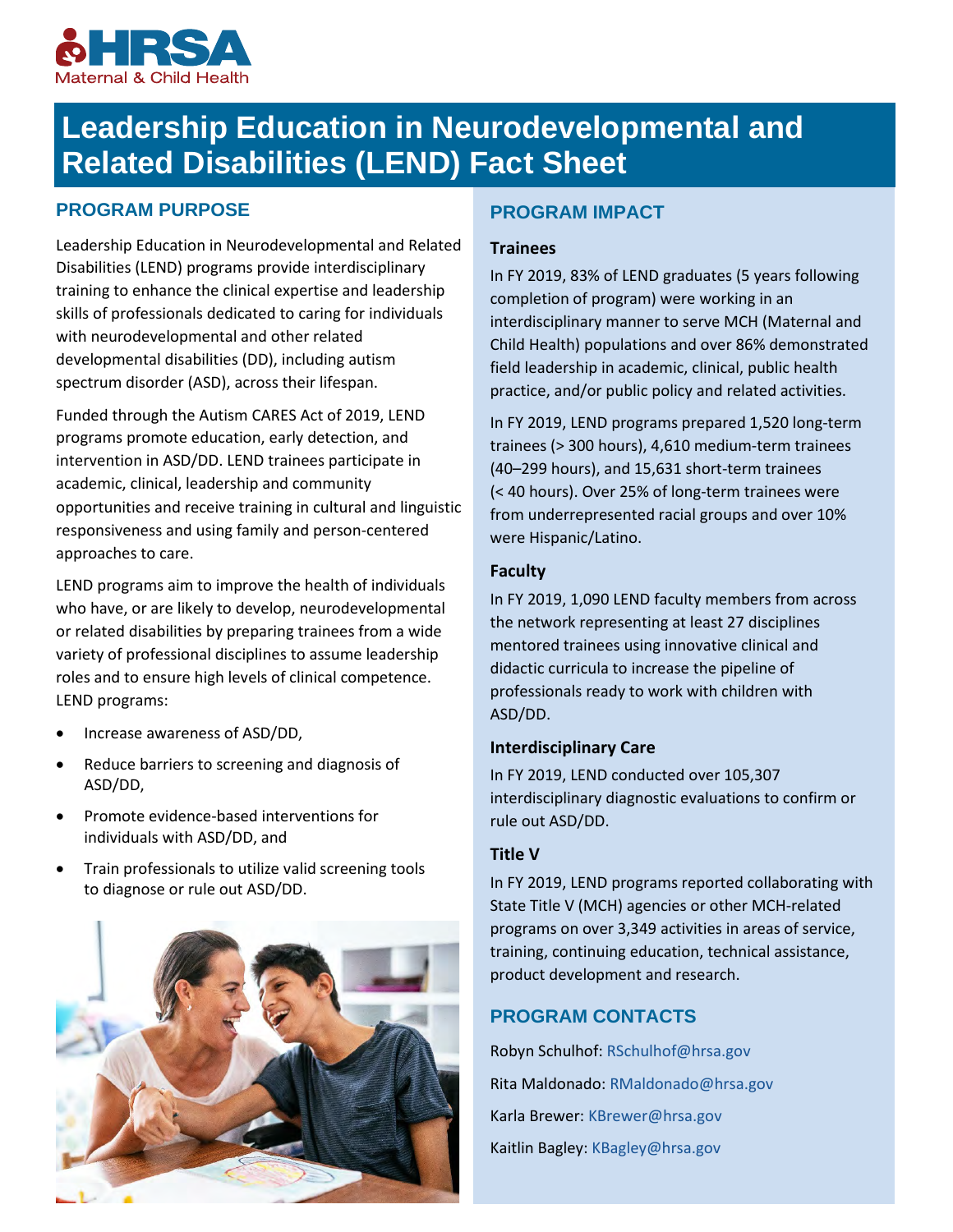HRSA Maternal & Child Health

# Leadership Education in Neurodevelopmental and Related Disabilities (LEND) Fact Sheet

## PROGRAM PURPOSE

Leadership Education in Neurodevelopmental and Related Disabilities (LEND) programs provide interdisciplinary training to enhance the clinical expertise and leadership skills of professionals dedicated to caring for individuals with neurodevelopmental and other related developmental disabilities (DD), including autism spectrum disorder (ASD), across their lifespan.

Funded through the Autism CARES Act of 2019, LEND programs promote education, early detection, and intervention in ASD/DD. LEND trainees participate in academic, clinical, leadership and community opportunities and receive training in cultural and linguistic responsiveness and using family and person-centered approaches to care.

LEND programs aim to improve the health of individuals who have, or are likely to develop, neurodevelopmental or related disabilities by preparing trainees from a wide variety of professional disciplines to assume leadership roles and to ensure high levels of clinical competence. LEND programs:

- Increase awareness of ASD/DD,
- Reduce barriers to screening and diagnosis of ASD/DD,
- Promote evidence-based interventions for individuals with ASD/DD, and
- Train professionals to utilize valid screening tools to diagnose or rule out ASD/DD.

## PROGRAM IMPACT

### Trainees

In FY 2019, 83% of LEND graduates (5 years following completion of program) were working in an interdisciplinary manner to serve MCH (Maternal and Child Health) populations and over 86% demonstrated field leadership in academic, clinical, public health practice, and/or public policy and related activities.

In FY 2019, LEND programs prepared 1,520 long-term trainees (> 300 hours), 4,610 medium-term trainees (40–299 hours), and 15,631 short-term trainees (< 40 hours). Over 25% of long-term trainees were from underrepresented racial groups and over 10% were Hispanic/Latino.

### Faculty

In FY 2019, 1,090 LEND faculty members from across the network representing at least 27 disciplines mentored trainees using innovative clinical and didactic curricula to increase the pipeline of professionals ready to work with children with ASD/DD.

### Interdisciplinary Care

In FY 2019, LEND conducted over 105,307 interdisciplinary diagnostic evaluations to confirm or rule out ASD/DD.

### Title V

In FY 2019, LEND programs reported collaborating with State Title V (MCH) agencies or other MCH-related programs on over 3,349 activities in areas of service, training, continuing education, technical assistance, product development and research.

## PROGRAM CONTACTS

Robyn Schulhof: RSchulhof@hrsa.gov

Rita Maldonado: RMaldonado@hrsa.gov

Karla Brewer: KBrewer@hrsa.gov

Kaitlin Bagley: KBagley@hrsa.gov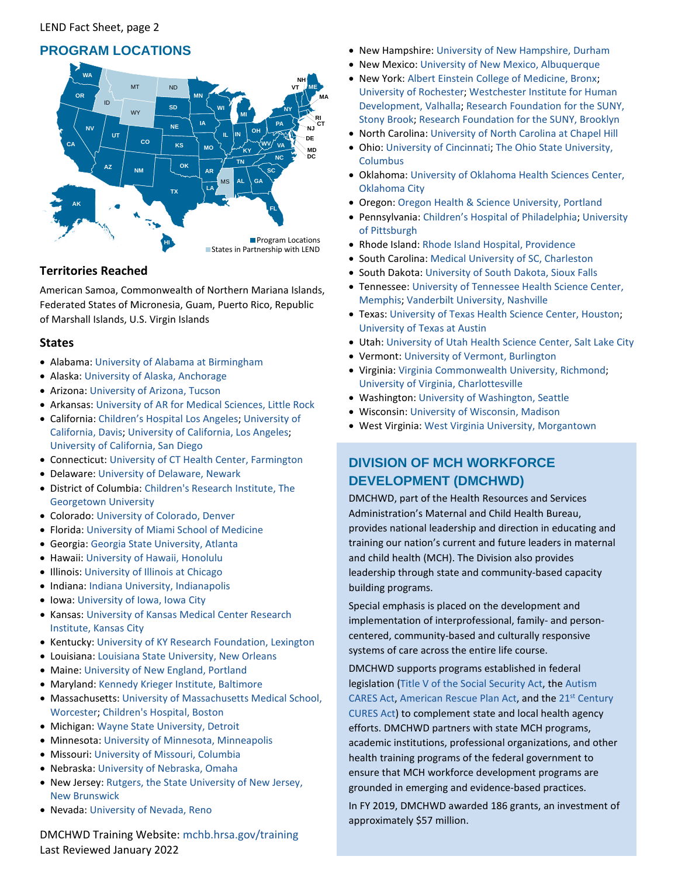## PROGRAM LOCATIONS

WA
OR
CA
NV
ID
MT
WY
UT
AZ
CO
NM
ND
SD
NE
KS
OK
TX
MN
IA
MO
AR
LA
WI
IL
MI
IN
OH
KY
TN
MS
AL
GA
FL
SC
NC
VA
WV
PA
NY
ME
VT
NH
MA
RI
CT
NJ
DE
MD
DC
AK
HI

Program Locations
States in Partnership with LEND

### Territories Reached

American Samoa, Commonwealth of Northern Mariana Islands, Federated States of Micronesia, Guam, Puerto Rico, Republic of Marshall Islands, U.S. Virgin Islands

### States

- Alabama: University of Alabama at Birmingham
- Alaska: University of Alaska, Anchorage
- Arizona: University of Arizona, Tucson
- Arkansas: University of AR for Medical Sciences, Little Rock
- California: Children's Hospital Los Angeles; University of California, Davis; University of California, Los Angeles; University of California, San Diego
- Connecticut: University of CT Health Center, Farmington
- Delaware: University of Delaware, Newark
- District of Columbia: Children's Research Institute, The Georgetown University
- Colorado: University of Colorado, Denver
- Florida: University of Miami School of Medicine
- Georgia: Georgia State University, Atlanta
- Hawaii: University of Hawaii, Honolulu
- Illinois: University of Illinois at Chicago
- Indiana: Indiana University, Indianapolis
- Iowa: University of Iowa, Iowa City
- Kansas: University of Kansas Medical Center Research Institute, Kansas City
- Kentucky: University of KY Research Foundation, Lexington
- Louisiana: Louisiana State University, New Orleans
- Maine: University of New England, Portland
- Maryland: Kennedy Krieger Institute, Baltimore
- Massachusetts: University of Massachusetts Medical School, Worcester; Children's Hospital, Boston
- Michigan: Wayne State University, Detroit
- Minnesota: University of Minnesota, Minneapolis
- Missouri: University of Missouri, Columbia
- Nebraska: University of Nebraska, Omaha
- New Jersey: Rutgers, the State University of New Jersey, New Brunswick
- Nevada: University of Nevada, Reno
- New Hampshire: University of New Hampshire, Durham
- New Mexico: University of New Mexico, Albuquerque
- New York: Albert Einstein College of Medicine, Bronx; University of Rochester; Westchester Institute for Human Development, Valhalla; Research Foundation for the SUNY, Stony Brook; Research Foundation for the SUNY, Brooklyn
- North Carolina: University of North Carolina at Chapel Hill
- Ohio: University of Cincinnati; The Ohio State University, Columbus
- Oklahoma: University of Oklahoma Health Sciences Center, Oklahoma City
- Oregon: Oregon Health & Science University, Portland
- Pennsylvania: Children's Hospital of Philadelphia; University of Pittsburgh
- Rhode Island: Rhode Island Hospital, Providence
- South Carolina: Medical University of SC, Charleston
- South Dakota: University of South Dakota, Sioux Falls
- Tennessee: University of Tennessee Health Science Center, Memphis; Vanderbilt University, Nashville
- Texas: University of Texas Health Science Center, Houston; University of Texas at Austin
- Utah: University of Utah Health Science Center, Salt Lake City
- Vermont: University of Vermont, Burlington
- Virginia: Virginia Commonwealth University, Richmond; University of Virginia, Charlottesville
- Washington: University of Washington, Seattle
- Wisconsin: University of Wisconsin, Madison
- West Virginia: West Virginia University, Morgantown

## DIVISION OF MCH WORKFORCE DEVELOPMENT (DMCHWD)

DMCHWD, part of the Health Resources and Services Administration's Maternal and Child Health Bureau, provides national leadership and direction in educating and training our nation's current and future leaders in maternal and child health (MCH). The Division also provides leadership through state and community-based capacity building programs.

Special emphasis is placed on the development and implementation of interprofessional, family- and person-centered, community-based and culturally responsive systems of care across the entire life course.

DMCHWD supports programs established in federal legislation (Title V of the Social Security Act, the Autism CARES Act, American Rescue Plan Act, and the 21st Century CURES Act) to complement state and local health agency efforts. DMCHWD partners with state MCH programs, academic institutions, professional organizations, and other health training programs of the federal government to ensure that MCH workforce development programs are grounded in emerging and evidence-based practices.

In FY 2019, DMCHWD awarded 186 grants, an investment of approximately $57 million.

DMCHWD Training Website: mchb.hrsa.gov/training
Last Reviewed January 2022